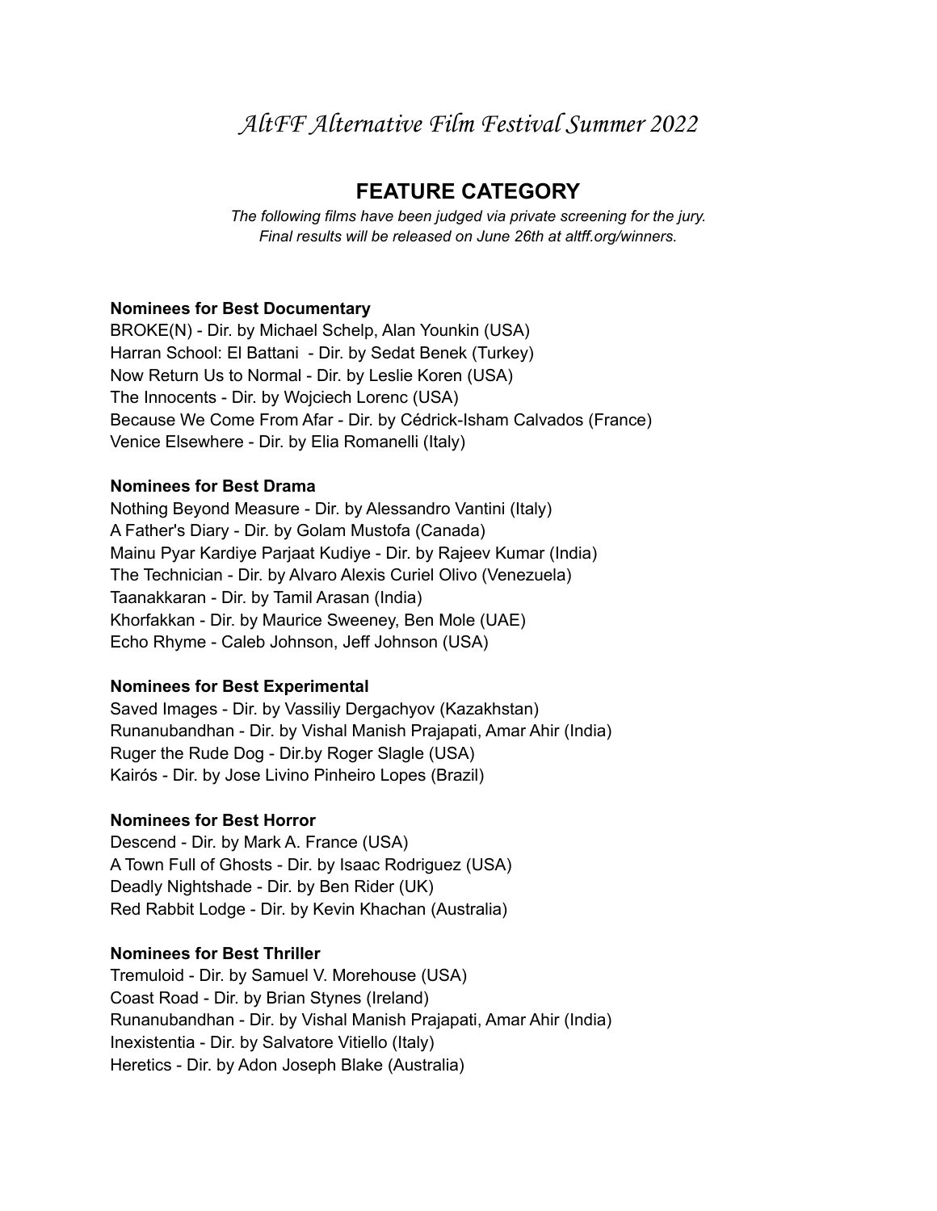# *AltFF Alternative Film Festival Summer 2022*

## FEATURE CATEGORY

*The following films have been judged via private screening for the jury.*
*Final results will be released on June 26th at altff.org/winners.*

**Nominees for Best Documentary**

BROKE(N) - Dir. by Michael Schelp, Alan Younkin (USA)
Harran School: El Battani - Dir. by Sedat Benek (Turkey)
Now Return Us to Normal - Dir. by Leslie Koren (USA)
The Innocents - Dir. by Wojciech Lorenc (USA)
Because We Come From Afar - Dir. by Cédrick-Isham Calvados (France)
Venice Elsewhere - Dir. by Elia Romanelli (Italy)

**Nominees for Best Drama**

Nothing Beyond Measure - Dir. by Alessandro Vantini (Italy)
A Father's Diary - Dir. by Golam Mustofa (Canada)
Mainu Pyar Kardiye Parjaat Kudiye - Dir. by Rajeev Kumar (India)
The Technician - Dir. by Alvaro Alexis Curiel Olivo (Venezuela)
Taanakkaran - Dir. by Tamil Arasan (India)
Khorfakkan - Dir. by Maurice Sweeney, Ben Mole (UAE)
Echo Rhyme - Caleb Johnson, Jeff Johnson (USA)

**Nominees for Best Experimental**

Saved Images - Dir. by Vassiliy Dergachyov (Kazakhstan)
Runanubandhan - Dir. by Vishal Manish Prajapati, Amar Ahir (India)
Ruger the Rude Dog - Dir.by Roger Slagle (USA)
Kairós - Dir. by Jose Livino Pinheiro Lopes (Brazil)

**Nominees for Best Horror**

Descend - Dir. by Mark A. France (USA)
A Town Full of Ghosts - Dir. by Isaac Rodriguez (USA)
Deadly Nightshade - Dir. by Ben Rider (UK)
Red Rabbit Lodge - Dir. by Kevin Khachan (Australia)

**Nominees for Best Thriller**

Tremuloid - Dir. by Samuel V. Morehouse (USA)
Coast Road - Dir. by Brian Stynes (Ireland)
Runanubandhan - Dir. by Vishal Manish Prajapati, Amar Ahir (India)
Inexistentia - Dir. by Salvatore Vitiello (Italy)
Heretics - Dir. by Adon Joseph Blake (Australia)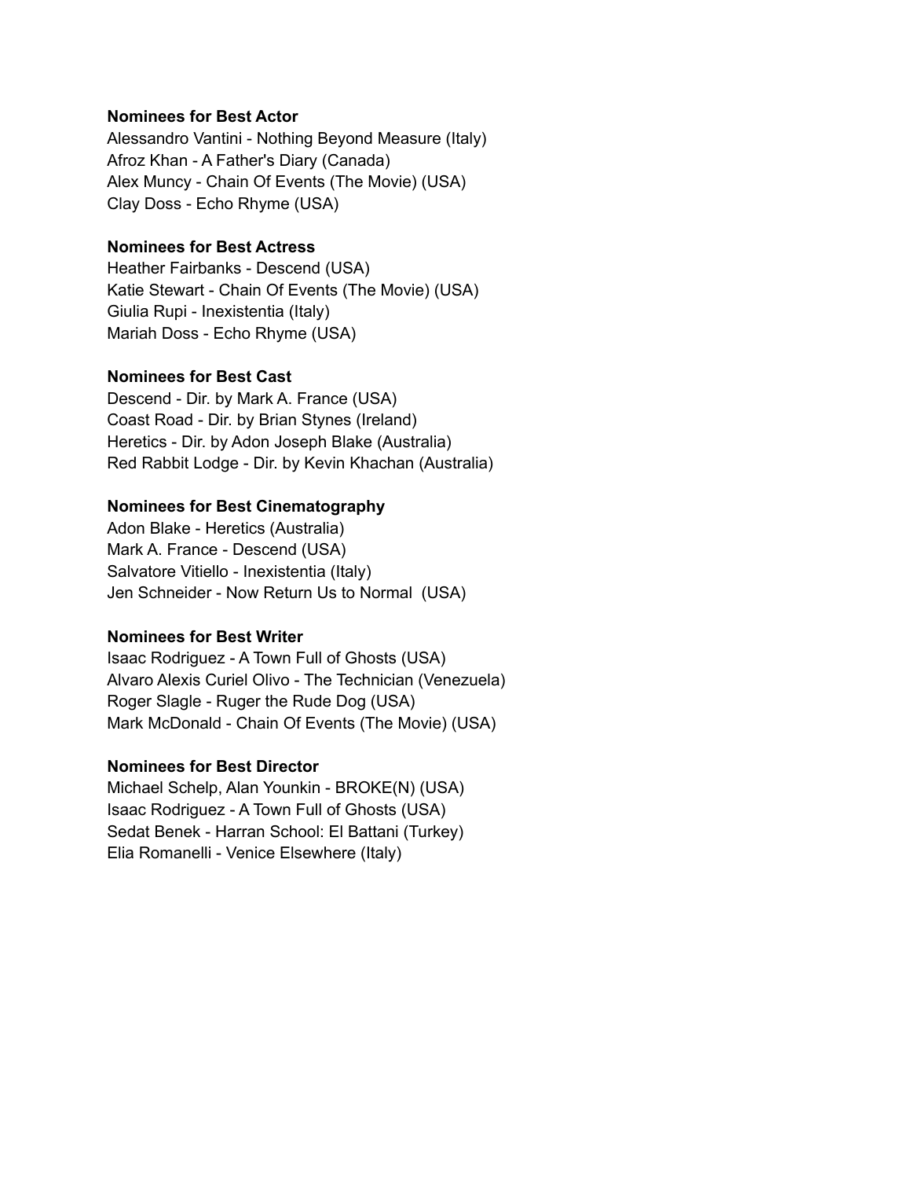**Nominees for Best Actor**

Alessandro Vantini - Nothing Beyond Measure (Italy)
Afroz Khan - A Father's Diary (Canada)
Alex Muncy - Chain Of Events (The Movie) (USA)
Clay Doss - Echo Rhyme (USA)

**Nominees for Best Actress**

Heather Fairbanks - Descend (USA)
Katie Stewart - Chain Of Events (The Movie) (USA)
Giulia Rupi - Inexistentia (Italy)
Mariah Doss - Echo Rhyme (USA)

**Nominees for Best Cast**

Descend - Dir. by Mark A. France (USA)
Coast Road - Dir. by Brian Stynes (Ireland)
Heretics - Dir. by Adon Joseph Blake (Australia)
Red Rabbit Lodge - Dir. by Kevin Khachan (Australia)

**Nominees for Best Cinematography**

Adon Blake - Heretics (Australia)
Mark A. France - Descend (USA)
Salvatore Vitiello - Inexistentia (Italy)
Jen Schneider - Now Return Us to Normal (USA)

**Nominees for Best Writer**

Isaac Rodriguez - A Town Full of Ghosts (USA)
Alvaro Alexis Curiel Olivo - The Technician (Venezuela)
Roger Slagle - Ruger the Rude Dog (USA)
Mark McDonald - Chain Of Events (The Movie) (USA)

**Nominees for Best Director**

Michael Schelp, Alan Younkin - BROKE(N) (USA)
Isaac Rodriguez - A Town Full of Ghosts (USA)
Sedat Benek - Harran School: El Battani (Turkey)
Elia Romanelli - Venice Elsewhere (Italy)